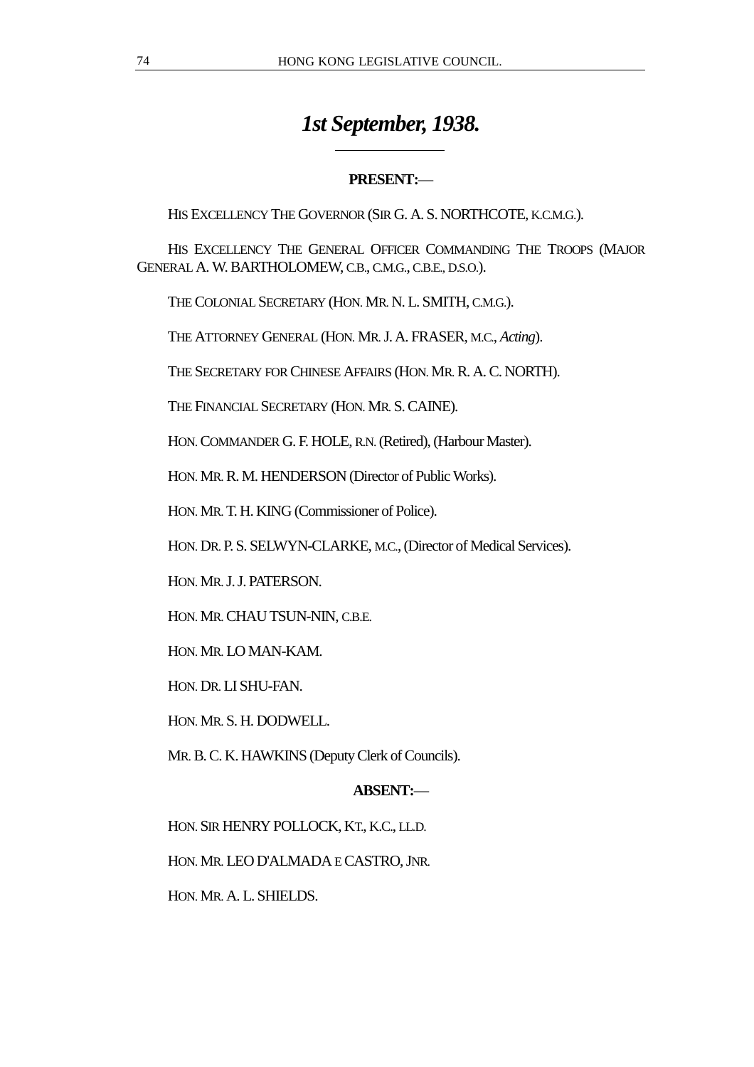# *1st September, 1938.*

**PRESENT:**—

HIS EXCELLENCY THE GOVERNOR (SIR G. A. S. NORTHCOTE, K.C.M.G.).

HIS EXCELLENCY THE GENERAL OFFICER COMMANDING THE TROOPS (MAJOR GENERAL A. W. BARTHOLOMEW, C.B., C.M.G., C.B.E., D.S.O.).

THE COLONIAL SECRETARY (HON. MR. N. L. SMITH, C.M.G.).

THE ATTORNEY GENERAL (HON. MR. J. A. FRASER, M.C., *Acting*).

THE SECRETARY FOR CHINESE AFFAIRS (HON. MR. R. A. C. NORTH).

THE FINANCIAL SECRETARY (HON. MR. S. CAINE).

HON. COMMANDER G. F. HOLE, R.N. (Retired), (Harbour Master).

HON. MR. R. M. HENDERSON (Director of Public Works).

HON. MR. T. H. KING (Commissioner of Police).

HON. DR. P. S. SELWYN-CLARKE, M.C., (Director of Medical Services).

HON. MR. J. J. PATERSON.

HON. MR. CHAU TSUN-NIN, C.B.E.

HON. MR. LO MAN-KAM.

HON. DR. LI SHU-FAN.

HON. MR. S. H. DODWELL.

MR. B. C. K. HAWKINS (Deputy Clerk of Councils).

**ABSENT:**—

HON. SIR HENRY POLLOCK, KT., K.C., LL.D.

HON. MR. LEO D'ALMADA E CASTRO, JNR.

HON. MR. A. L. SHIELDS.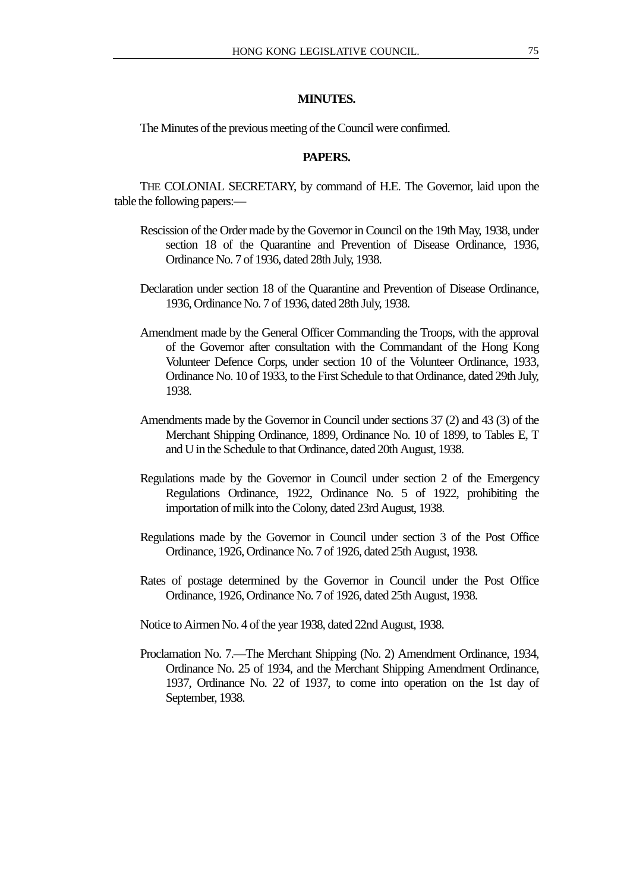## MINUTES.

The Minutes of the previous meeting of the Council were confirmed.

## PAPERS.

THE COLONIAL SECRETARY, by command of H.E. The Governor, laid upon the table the following papers:—

Rescission of the Order made by the Governor in Council on the 19th May, 1938, under section 18 of the Quarantine and Prevention of Disease Ordinance, 1936, Ordinance No. 7 of 1936, dated 28th July, 1938.

Declaration under section 18 of the Quarantine and Prevention of Disease Ordinance, 1936, Ordinance No. 7 of 1936, dated 28th July, 1938.

Amendment made by the General Officer Commanding the Troops, with the approval of the Governor after consultation with the Commandant of the Hong Kong Volunteer Defence Corps, under section 10 of the Volunteer Ordinance, 1933, Ordinance No. 10 of 1933, to the First Schedule to that Ordinance, dated 29th July, 1938.

Amendments made by the Governor in Council under sections 37 (2) and 43 (3) of the Merchant Shipping Ordinance, 1899, Ordinance No. 10 of 1899, to Tables E, T and U in the Schedule to that Ordinance, dated 20th August, 1938.

Regulations made by the Governor in Council under section 2 of the Emergency Regulations Ordinance, 1922, Ordinance No. 5 of 1922, prohibiting the importation of milk into the Colony, dated 23rd August, 1938.

Regulations made by the Governor in Council under section 3 of the Post Office Ordinance, 1926, Ordinance No. 7 of 1926, dated 25th August, 1938.

Rates of postage determined by the Governor in Council under the Post Office Ordinance, 1926, Ordinance No. 7 of 1926, dated 25th August, 1938.

Notice to Airmen No. 4 of the year 1938, dated 22nd August, 1938.

Proclamation No. 7.—The Merchant Shipping (No. 2) Amendment Ordinance, 1934, Ordinance No. 25 of 1934, and the Merchant Shipping Amendment Ordinance, 1937, Ordinance No. 22 of 1937, to come into operation on the 1st day of September, 1938.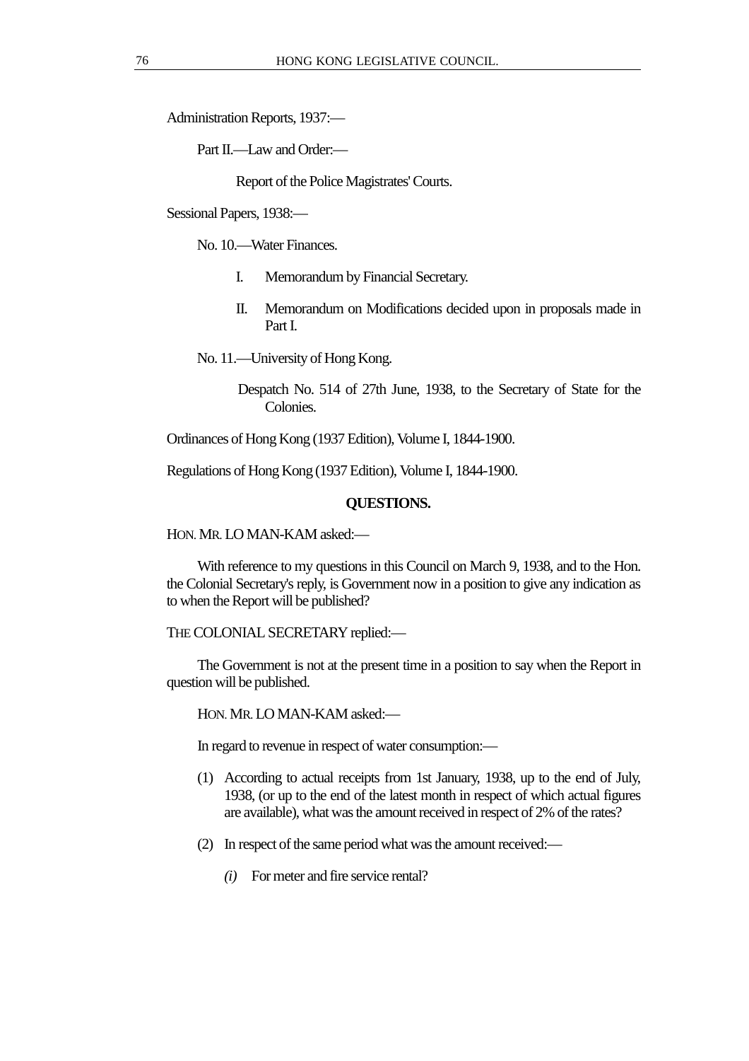Administration Reports, 1937:—

Part II.—Law and Order:—

Report of the Police Magistrates' Courts.

Sessional Papers, 1938:—

No. 10.—Water Finances.

I. Memorandum by Financial Secretary.

II. Memorandum on Modifications decided upon in proposals made in Part I.

No. 11.—University of Hong Kong.

Despatch No. 514 of 27th June, 1938, to the Secretary of State for the Colonies.

Ordinances of Hong Kong (1937 Edition), Volume I, 1844-1900.

Regulations of Hong Kong (1937 Edition), Volume I, 1844-1900.

## QUESTIONS.

HON. MR. LO MAN-KAM asked:—

With reference to my questions in this Council on March 9, 1938, and to the Hon. the Colonial Secretary's reply, is Government now in a position to give any indication as to when the Report will be published?

THE COLONIAL SECRETARY replied:—

The Government is not at the present time in a position to say when the Report in question will be published.

HON. MR. LO MAN-KAM asked:—

In regard to revenue in respect of water consumption:—

(1) According to actual receipts from 1st January, 1938, up to the end of July, 1938, (or up to the end of the latest month in respect of which actual figures are available), what was the amount received in respect of 2% of the rates?

(2) In respect of the same period what was the amount received:—

*(i)* For meter and fire service rental?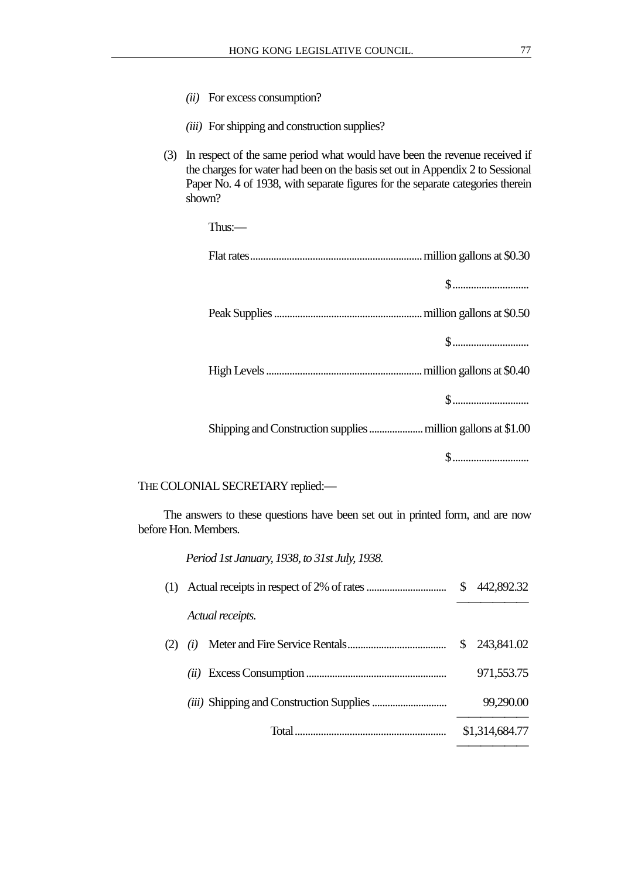*(ii)* For excess consumption?

*(iii)* For shipping and construction supplies?

(3) In respect of the same period what would have been the revenue received if the charges for water had been on the basis set out in Appendix 2 to Sessional Paper No. 4 of 1938, with separate figures for the separate categories therein shown?

Thus:—

Flat rates.................................................................. million gallons at $0.30

$.............................

Peak Supplies ......................................................... million gallons at $0.50

$.............................

High Levels ............................................................ million gallons at $0.40

$.............................

Shipping and Construction supplies ..................... million gallons at $1.00

$.............................

THE COLONIAL SECRETARY replied:—

The answers to these questions have been set out in printed form, and are now before Hon. Members.

*Period 1st January, 1938, to 31st July, 1938.*

(1) Actual receipts in respect of 2% of rates ............................... $ 442,892.32

*Actual receipts.*

| | | |
|---|---|---|
| (2) *(i)* | Meter and Fire Service Rentals...................................... | $ 243,841.02 |
| *(ii)* | Excess Consumption ..................................................... | 971,553.75 |
| *(iii)* | Shipping and Construction Supplies ............................. | 99,290.00 |
| | Total.......................................................... | $1,314,684.77 |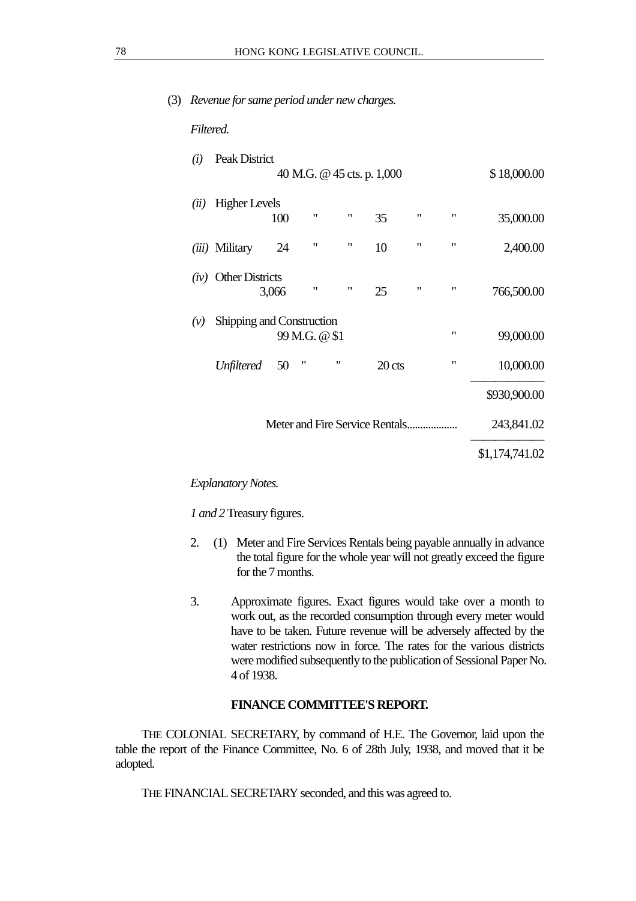(3) *Revenue for same period under new charges.*

*Filtered.*

| | | | | | | | | |
|---|---|---|---|---|---|---|---|---|
| *(i)* | Peak District | | | | | | | |
| | | 40 M.G. @ 45 cts. p. 1,000 | | | | | | $ 18,000.00 |
| *(ii)* | Higher Levels | | | | | | | |
| | | 100 | " | " | 35 | " | " | 35,000.00 |
| *(iii)* | Military | 24 | " | " | 10 | " | " | 2,400.00 |
| *(iv)* | Other Districts | | | | | | | |
| | | 3,066 | " | " | 25 | " | " | 766,500.00 |
| *(v)* | Shipping and Construction | | | | | | | |
| | | 99 M.G. @ $1 | | | | | " | 99,000.00 |
| | *Unfiltered* | 50 | " | " | 20 cts | | " | 10,000.00 |
| | | | | | | | | $930,900.00 |
| | | Meter and Fire Service Rentals.................. | | | | | | 243,841.02 |
| | | | | | | | | $1,174,741.02 |

*Explanatory Notes.*

*1 and 2* Treasury figures.

2. (1) Meter and Fire Services Rentals being payable annually in advance the total figure for the whole year will not greatly exceed the figure for the 7 months.

3. Approximate figures. Exact figures would take over a month to work out, as the recorded consumption through every meter would have to be taken. Future revenue will be adversely affected by the water restrictions now in force. The rates for the various districts were modified subsequently to the publication of Sessional Paper No. 4 of 1938.

**FINANCE COMMITTEE'S REPORT.**

THE COLONIAL SECRETARY, by command of H.E. The Governor, laid upon the table the report of the Finance Committee, No. 6 of 28th July, 1938, and moved that it be adopted.

THE FINANCIAL SECRETARY seconded, and this was agreed to.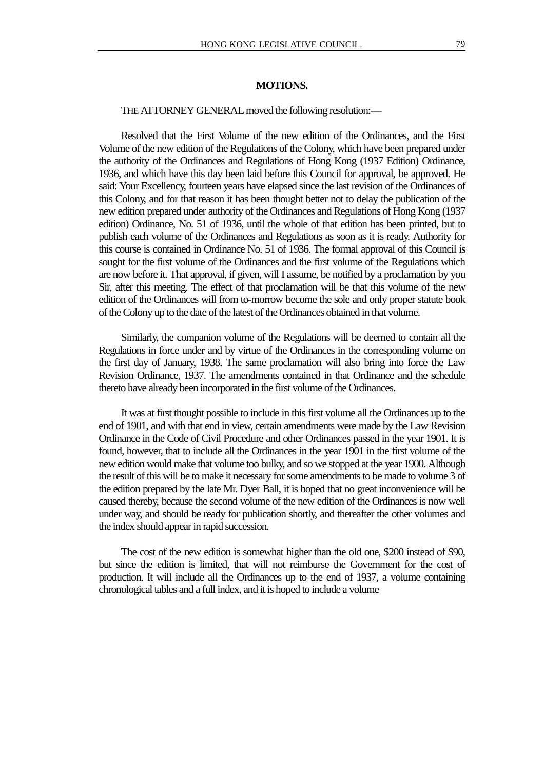## MOTIONS.

THE ATTORNEY GENERAL moved the following resolution:—

Resolved that the First Volume of the new edition of the Ordinances, and the First Volume of the new edition of the Regulations of the Colony, which have been prepared under the authority of the Ordinances and Regulations of Hong Kong (1937 Edition) Ordinance, 1936, and which have this day been laid before this Council for approval, be approved. He said: Your Excellency, fourteen years have elapsed since the last revision of the Ordinances of this Colony, and for that reason it has been thought better not to delay the publication of the new edition prepared under authority of the Ordinances and Regulations of Hong Kong (1937 edition) Ordinance, No. 51 of 1936, until the whole of that edition has been printed, but to publish each volume of the Ordinances and Regulations as soon as it is ready. Authority for this course is contained in Ordinance No. 51 of 1936. The formal approval of this Council is sought for the first volume of the Ordinances and the first volume of the Regulations which are now before it. That approval, if given, will I assume, be notified by a proclamation by you Sir, after this meeting. The effect of that proclamation will be that this volume of the new edition of the Ordinances will from to-morrow become the sole and only proper statute book of the Colony up to the date of the latest of the Ordinances obtained in that volume.

Similarly, the companion volume of the Regulations will be deemed to contain all the Regulations in force under and by virtue of the Ordinances in the corresponding volume on the first day of January, 1938. The same proclamation will also bring into force the Law Revision Ordinance, 1937. The amendments contained in that Ordinance and the schedule thereto have already been incorporated in the first volume of the Ordinances.

It was at first thought possible to include in this first volume all the Ordinances up to the end of 1901, and with that end in view, certain amendments were made by the Law Revision Ordinance in the Code of Civil Procedure and other Ordinances passed in the year 1901. It is found, however, that to include all the Ordinances in the year 1901 in the first volume of the new edition would make that volume too bulky, and so we stopped at the year 1900. Although the result of this will be to make it necessary for some amendments to be made to volume 3 of the edition prepared by the late Mr. Dyer Ball, it is hoped that no great inconvenience will be caused thereby, because the second volume of the new edition of the Ordinances is now well under way, and should be ready for publication shortly, and thereafter the other volumes and the index should appear in rapid succession.

The cost of the new edition is somewhat higher than the old one, $200 instead of $90, but since the edition is limited, that will not reimburse the Government for the cost of production. It will include all the Ordinances up to the end of 1937, a volume containing chronological tables and a full index, and it is hoped to include a volume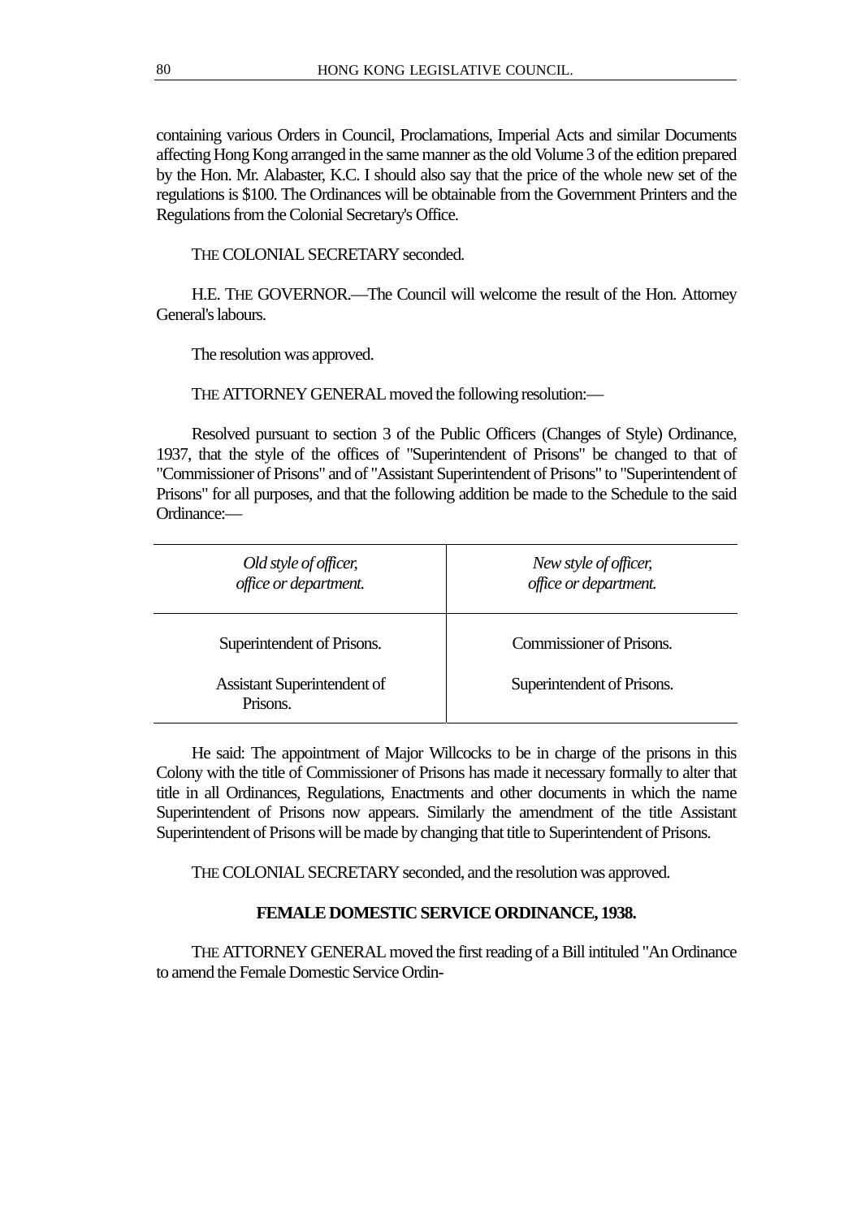containing various Orders in Council, Proclamations, Imperial Acts and similar Documents affecting Hong Kong arranged in the same manner as the old Volume 3 of the edition prepared by the Hon. Mr. Alabaster, K.C. I should also say that the price of the whole new set of the regulations is $100. The Ordinances will be obtainable from the Government Printers and the Regulations from the Colonial Secretary's Office.

THE COLONIAL SECRETARY seconded.

H.E. THE GOVERNOR.—The Council will welcome the result of the Hon. Attorney General's labours.

The resolution was approved.

THE ATTORNEY GENERAL moved the following resolution:—

Resolved pursuant to section 3 of the Public Officers (Changes of Style) Ordinance, 1937, that the style of the offices of "Superintendent of Prisons" be changed to that of "Commissioner of Prisons" and of "Assistant Superintendent of Prisons" to "Superintendent of Prisons" for all purposes, and that the following addition be made to the Schedule to the said Ordinance:—

| *Old style of officer, office or department.* | *New style of officer, office or department.* |
|---|---|
| Superintendent of Prisons. | Commissioner of Prisons. |
| Assistant Superintendent of Prisons. | Superintendent of Prisons. |

He said: The appointment of Major Willcocks to be in charge of the prisons in this Colony with the title of Commissioner of Prisons has made it necessary formally to alter that title in all Ordinances, Regulations, Enactments and other documents in which the name Superintendent of Prisons now appears. Similarly the amendment of the title Assistant Superintendent of Prisons will be made by changing that title to Superintendent of Prisons.

THE COLONIAL SECRETARY seconded, and the resolution was approved.

## FEMALE DOMESTIC SERVICE ORDINANCE, 1938.

THE ATTORNEY GENERAL moved the first reading of a Bill intituled "An Ordinance to amend the Female Domestic Service Ordin-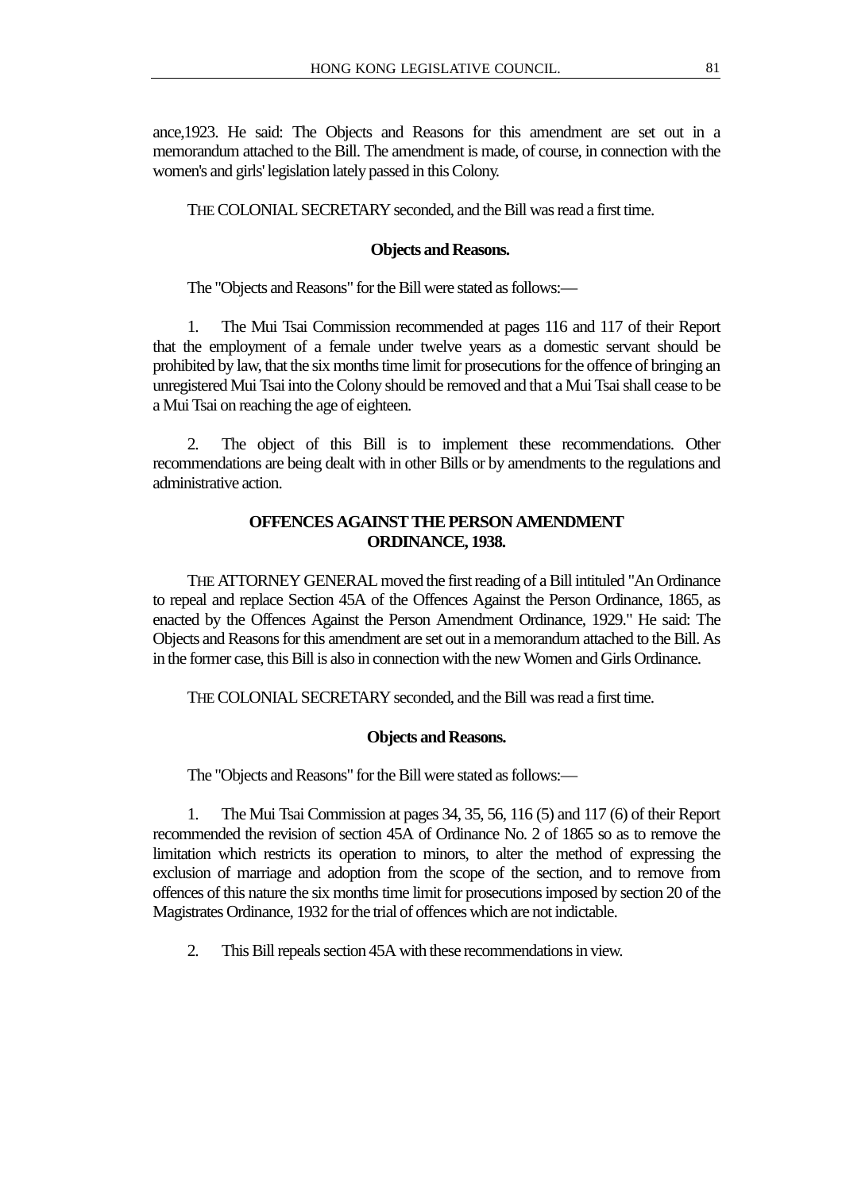ance,1923. He said: The Objects and Reasons for this amendment are set out in a memorandum attached to the Bill. The amendment is made, of course, in connection with the women's and girls' legislation lately passed in this Colony.

THE COLONIAL SECRETARY seconded, and the Bill was read a first time.

**Objects and Reasons.**

The "Objects and Reasons" for the Bill were stated as follows:—

1. The Mui Tsai Commission recommended at pages 116 and 117 of their Report that the employment of a female under twelve years as a domestic servant should be prohibited by law, that the six months time limit for prosecutions for the offence of bringing an unregistered Mui Tsai into the Colony should be removed and that a Mui Tsai shall cease to be a Mui Tsai on reaching the age of eighteen.

2. The object of this Bill is to implement these recommendations. Other recommendations are being dealt with in other Bills or by amendments to the regulations and administrative action.

## OFFENCES AGAINST THE PERSON AMENDMENT ORDINANCE, 1938.

THE ATTORNEY GENERAL moved the first reading of a Bill intituled "An Ordinance to repeal and replace Section 45A of the Offences Against the Person Ordinance, 1865, as enacted by the Offences Against the Person Amendment Ordinance, 1929." He said: The Objects and Reasons for this amendment are set out in a memorandum attached to the Bill. As in the former case, this Bill is also in connection with the new Women and Girls Ordinance.

THE COLONIAL SECRETARY seconded, and the Bill was read a first time.

**Objects and Reasons.**

The "Objects and Reasons" for the Bill were stated as follows:—

1. The Mui Tsai Commission at pages 34, 35, 56, 116 (5) and 117 (6) of their Report recommended the revision of section 45A of Ordinance No. 2 of 1865 so as to remove the limitation which restricts its operation to minors, to alter the method of expressing the exclusion of marriage and adoption from the scope of the section, and to remove from offences of this nature the six months time limit for prosecutions imposed by section 20 of the Magistrates Ordinance, 1932 for the trial of offences which are not indictable.

2. This Bill repeals section 45A with these recommendations in view.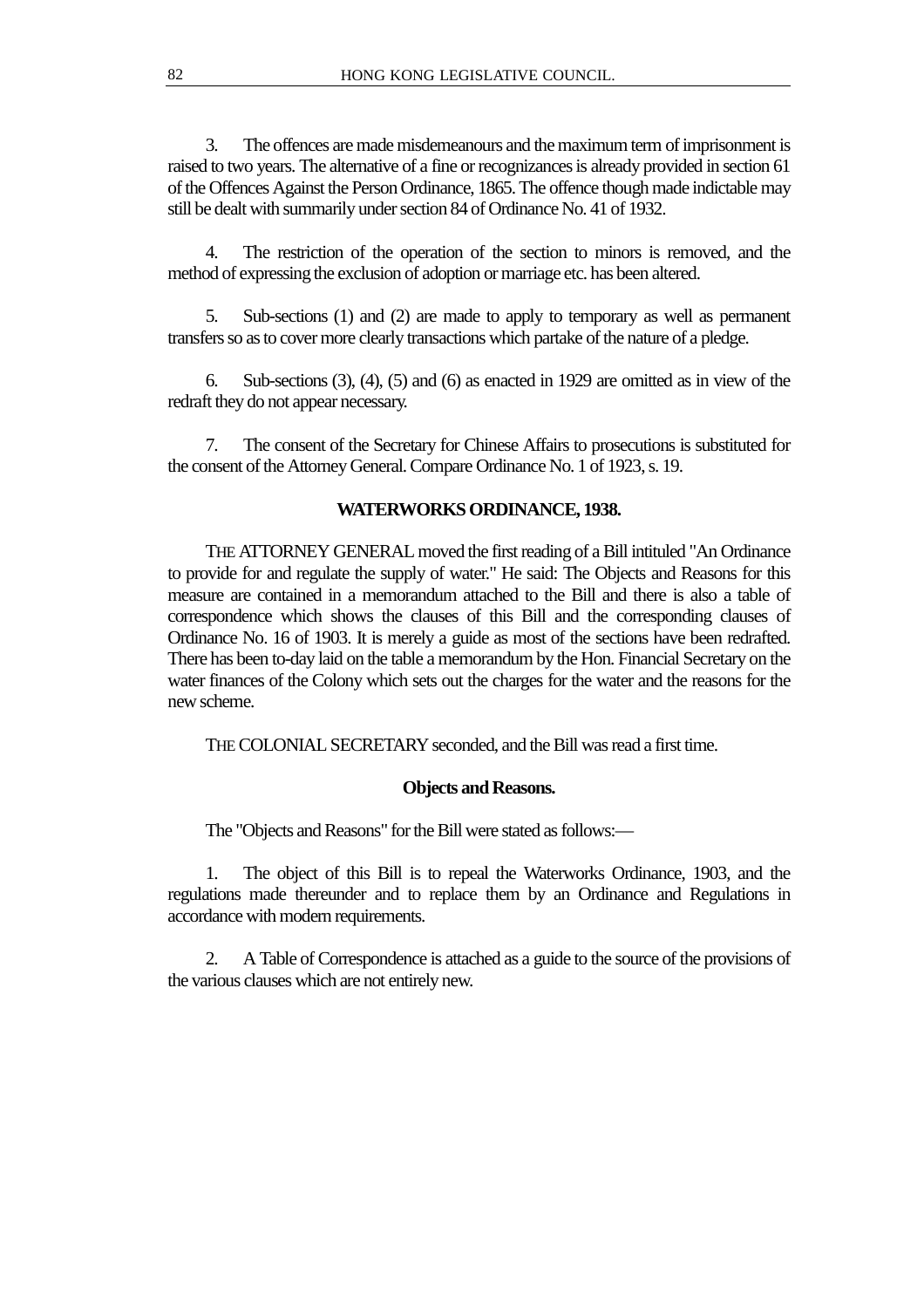3. The offences are made misdemeanours and the maximum term of imprisonment is raised to two years. The alternative of a fine or recognizances is already provided in section 61 of the Offences Against the Person Ordinance, 1865. The offence though made indictable may still be dealt with summarily under section 84 of Ordinance No. 41 of 1932.

4. The restriction of the operation of the section to minors is removed, and the method of expressing the exclusion of adoption or marriage etc. has been altered.

5. Sub-sections (1) and (2) are made to apply to temporary as well as permanent transfers so as to cover more clearly transactions which partake of the nature of a pledge.

6. Sub-sections (3), (4), (5) and (6) as enacted in 1929 are omitted as in view of the redraft they do not appear necessary.

7. The consent of the Secretary for Chinese Affairs to prosecutions is substituted for the consent of the Attorney General. Compare Ordinance No. 1 of 1923, s. 19.

## WATERWORKS ORDINANCE, 1938.

THE ATTORNEY GENERAL moved the first reading of a Bill intituled "An Ordinance to provide for and regulate the supply of water." He said: The Objects and Reasons for this measure are contained in a memorandum attached to the Bill and there is also a table of correspondence which shows the clauses of this Bill and the corresponding clauses of Ordinance No. 16 of 1903. It is merely a guide as most of the sections have been redrafted. There has been to-day laid on the table a memorandum by the Hon. Financial Secretary on the water finances of the Colony which sets out the charges for the water and the reasons for the new scheme.

THE COLONIAL SECRETARY seconded, and the Bill was read a first time.

### Objects and Reasons.

The "Objects and Reasons" for the Bill were stated as follows:—

1. The object of this Bill is to repeal the Waterworks Ordinance, 1903, and the regulations made thereunder and to replace them by an Ordinance and Regulations in accordance with modern requirements.

2. A Table of Correspondence is attached as a guide to the source of the provisions of the various clauses which are not entirely new.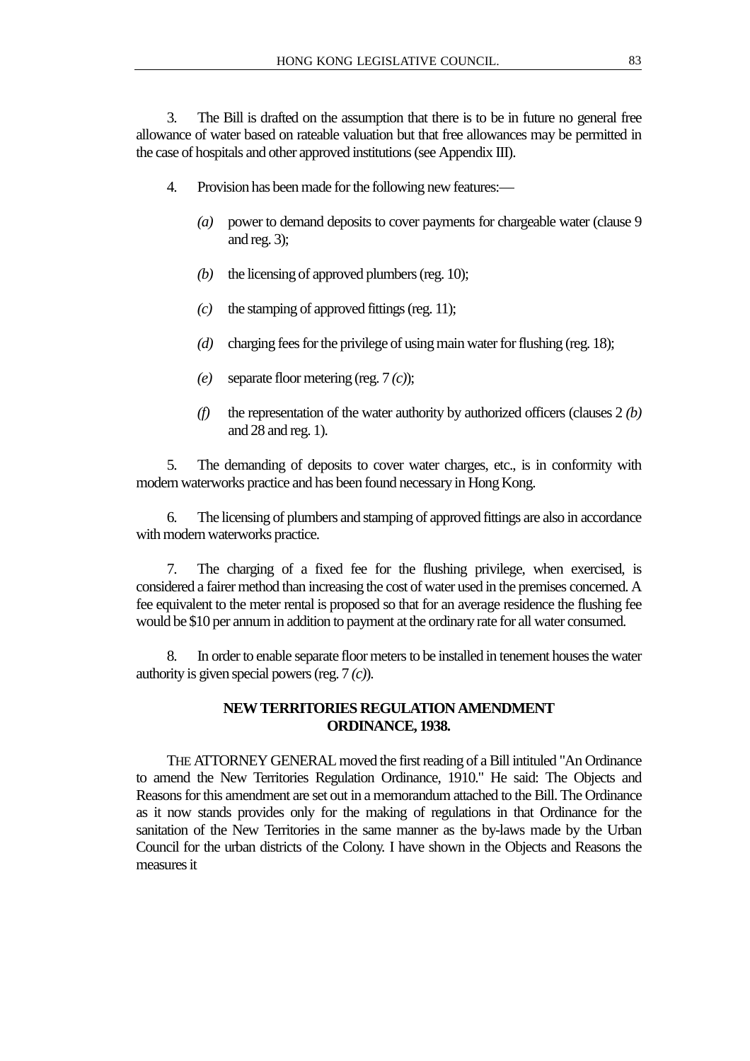3. The Bill is drafted on the assumption that there is to be in future no general free allowance of water based on rateable valuation but that free allowances may be permitted in the case of hospitals and other approved institutions (see Appendix III).

4. Provision has been made for the following new features:—

*(a)* power to demand deposits to cover payments for chargeable water (clause 9 and reg. 3);

*(b)* the licensing of approved plumbers (reg. 10);

*(c)* the stamping of approved fittings (reg. 11);

*(d)* charging fees for the privilege of using main water for flushing (reg. 18);

*(e)* separate floor metering (reg. 7 *(c)*);

*(f)* the representation of the water authority by authorized officers (clauses 2 *(b)* and 28 and reg. 1).

5. The demanding of deposits to cover water charges, etc., is in conformity with modern waterworks practice and has been found necessary in Hong Kong.

6. The licensing of plumbers and stamping of approved fittings are also in accordance with modern waterworks practice.

7. The charging of a fixed fee for the flushing privilege, when exercised, is considered a fairer method than increasing the cost of water used in the premises concerned. A fee equivalent to the meter rental is proposed so that for an average residence the flushing fee would be $10 per annum in addition to payment at the ordinary rate for all water consumed.

8. In order to enable separate floor meters to be installed in tenement houses the water authority is given special powers (reg. 7 *(c)*).

## NEW TERRITORIES REGULATION AMENDMENT ORDINANCE, 1938.

THE ATTORNEY GENERAL moved the first reading of a Bill intituled "An Ordinance to amend the New Territories Regulation Ordinance, 1910." He said: The Objects and Reasons for this amendment are set out in a memorandum attached to the Bill. The Ordinance as it now stands provides only for the making of regulations in that Ordinance for the sanitation of the New Territories in the same manner as the by-laws made by the Urban Council for the urban districts of the Colony. I have shown in the Objects and Reasons the measures it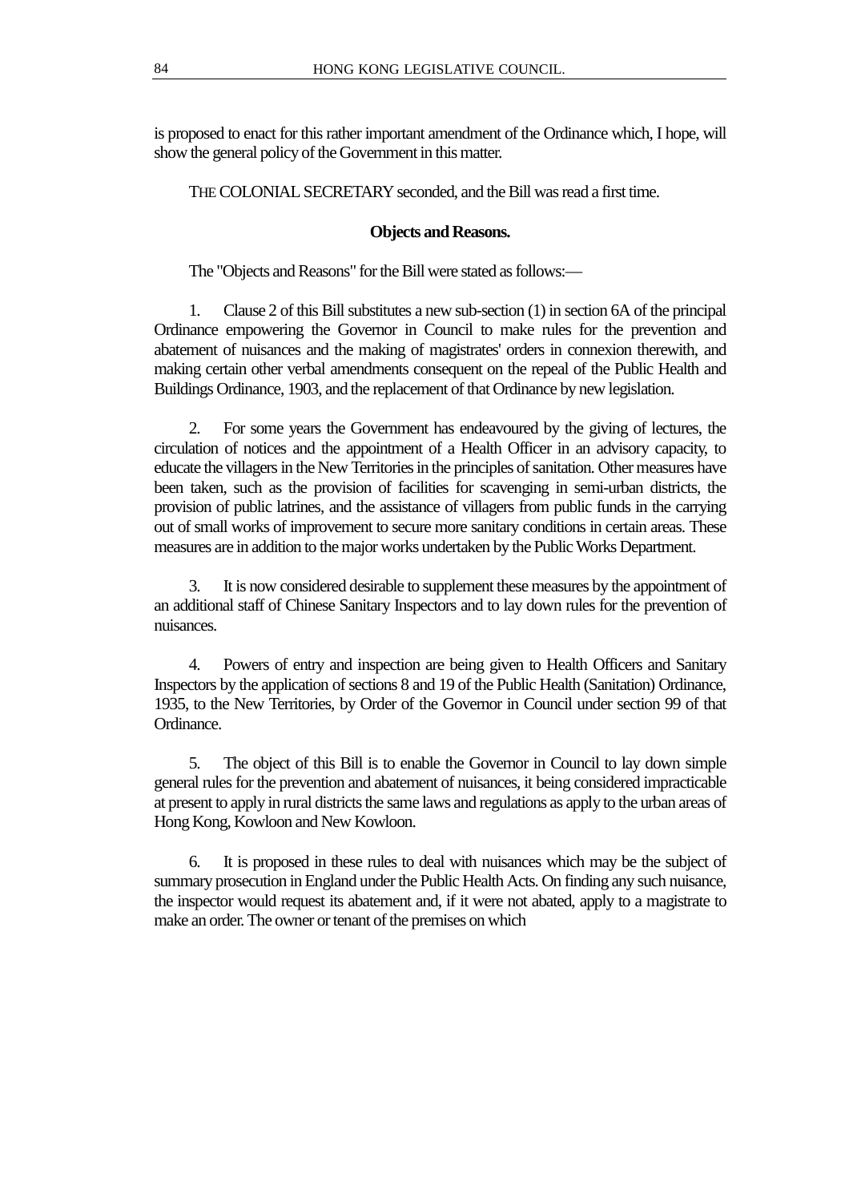is proposed to enact for this rather important amendment of the Ordinance which, I hope, will show the general policy of the Government in this matter.

THE COLONIAL SECRETARY seconded, and the Bill was read a first time.

**Objects and Reasons.**

The "Objects and Reasons" for the Bill were stated as follows:—

1. Clause 2 of this Bill substitutes a new sub-section (1) in section 6A of the principal Ordinance empowering the Governor in Council to make rules for the prevention and abatement of nuisances and the making of magistrates' orders in connexion therewith, and making certain other verbal amendments consequent on the repeal of the Public Health and Buildings Ordinance, 1903, and the replacement of that Ordinance by new legislation.

2. For some years the Government has endeavoured by the giving of lectures, the circulation of notices and the appointment of a Health Officer in an advisory capacity, to educate the villagers in the New Territories in the principles of sanitation. Other measures have been taken, such as the provision of facilities for scavenging in semi-urban districts, the provision of public latrines, and the assistance of villagers from public funds in the carrying out of small works of improvement to secure more sanitary conditions in certain areas. These measures are in addition to the major works undertaken by the Public Works Department.

3. It is now considered desirable to supplement these measures by the appointment of an additional staff of Chinese Sanitary Inspectors and to lay down rules for the prevention of nuisances.

4. Powers of entry and inspection are being given to Health Officers and Sanitary Inspectors by the application of sections 8 and 19 of the Public Health (Sanitation) Ordinance, 1935, to the New Territories, by Order of the Governor in Council under section 99 of that Ordinance.

5. The object of this Bill is to enable the Governor in Council to lay down simple general rules for the prevention and abatement of nuisances, it being considered impracticable at present to apply in rural districts the same laws and regulations as apply to the urban areas of Hong Kong, Kowloon and New Kowloon.

6. It is proposed in these rules to deal with nuisances which may be the subject of summary prosecution in England under the Public Health Acts. On finding any such nuisance, the inspector would request its abatement and, if it were not abated, apply to a magistrate to make an order. The owner or tenant of the premises on which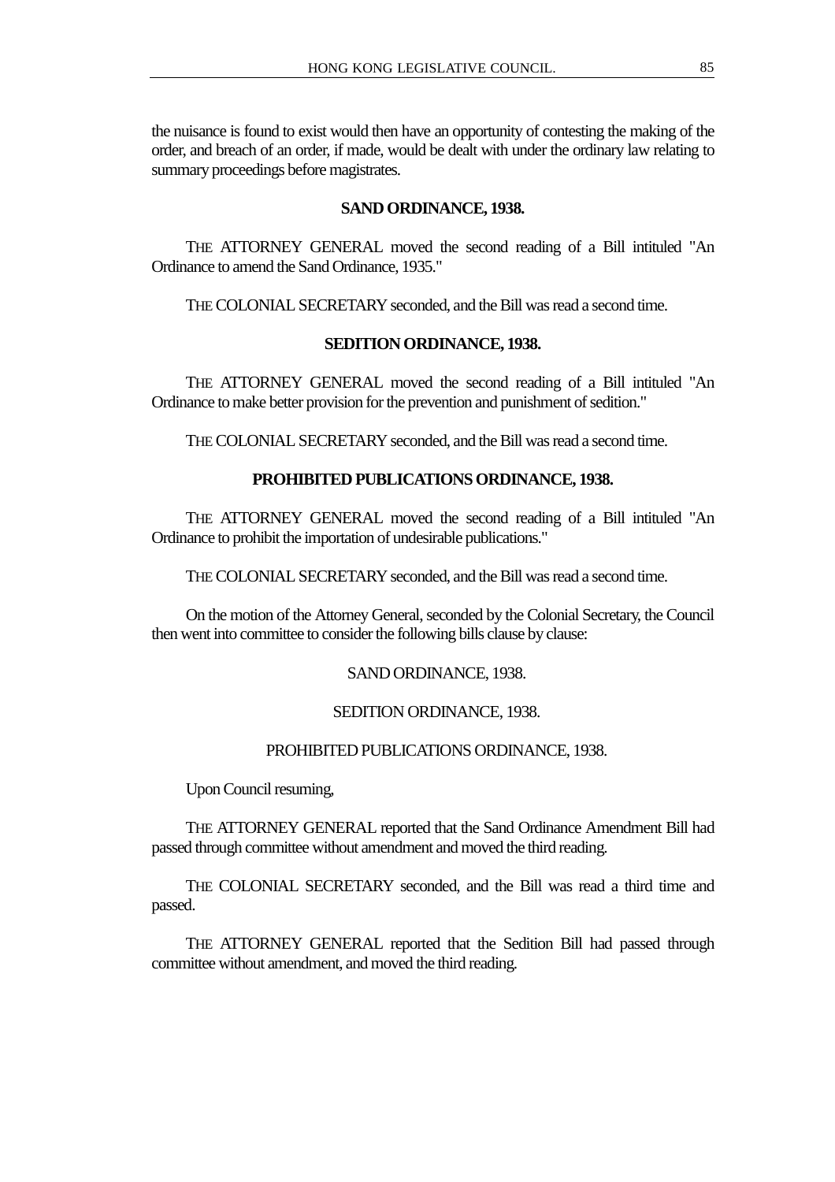the nuisance is found to exist would then have an opportunity of contesting the making of the order, and breach of an order, if made, would be dealt with under the ordinary law relating to summary proceedings before magistrates.

### SAND ORDINANCE, 1938.

THE ATTORNEY GENERAL moved the second reading of a Bill intituled "An Ordinance to amend the Sand Ordinance, 1935."

THE COLONIAL SECRETARY seconded, and the Bill was read a second time.

### SEDITION ORDINANCE, 1938.

THE ATTORNEY GENERAL moved the second reading of a Bill intituled "An Ordinance to make better provision for the prevention and punishment of sedition."

THE COLONIAL SECRETARY seconded, and the Bill was read a second time.

### PROHIBITED PUBLICATIONS ORDINANCE, 1938.

THE ATTORNEY GENERAL moved the second reading of a Bill intituled "An Ordinance to prohibit the importation of undesirable publications."

THE COLONIAL SECRETARY seconded, and the Bill was read a second time.

On the motion of the Attorney General, seconded by the Colonial Secretary, the Council then went into committee to consider the following bills clause by clause:

SAND ORDINANCE, 1938.

SEDITION ORDINANCE, 1938.

PROHIBITED PUBLICATIONS ORDINANCE, 1938.

Upon Council resuming,

THE ATTORNEY GENERAL reported that the Sand Ordinance Amendment Bill had passed through committee without amendment and moved the third reading.

THE COLONIAL SECRETARY seconded, and the Bill was read a third time and passed.

THE ATTORNEY GENERAL reported that the Sedition Bill had passed through committee without amendment, and moved the third reading.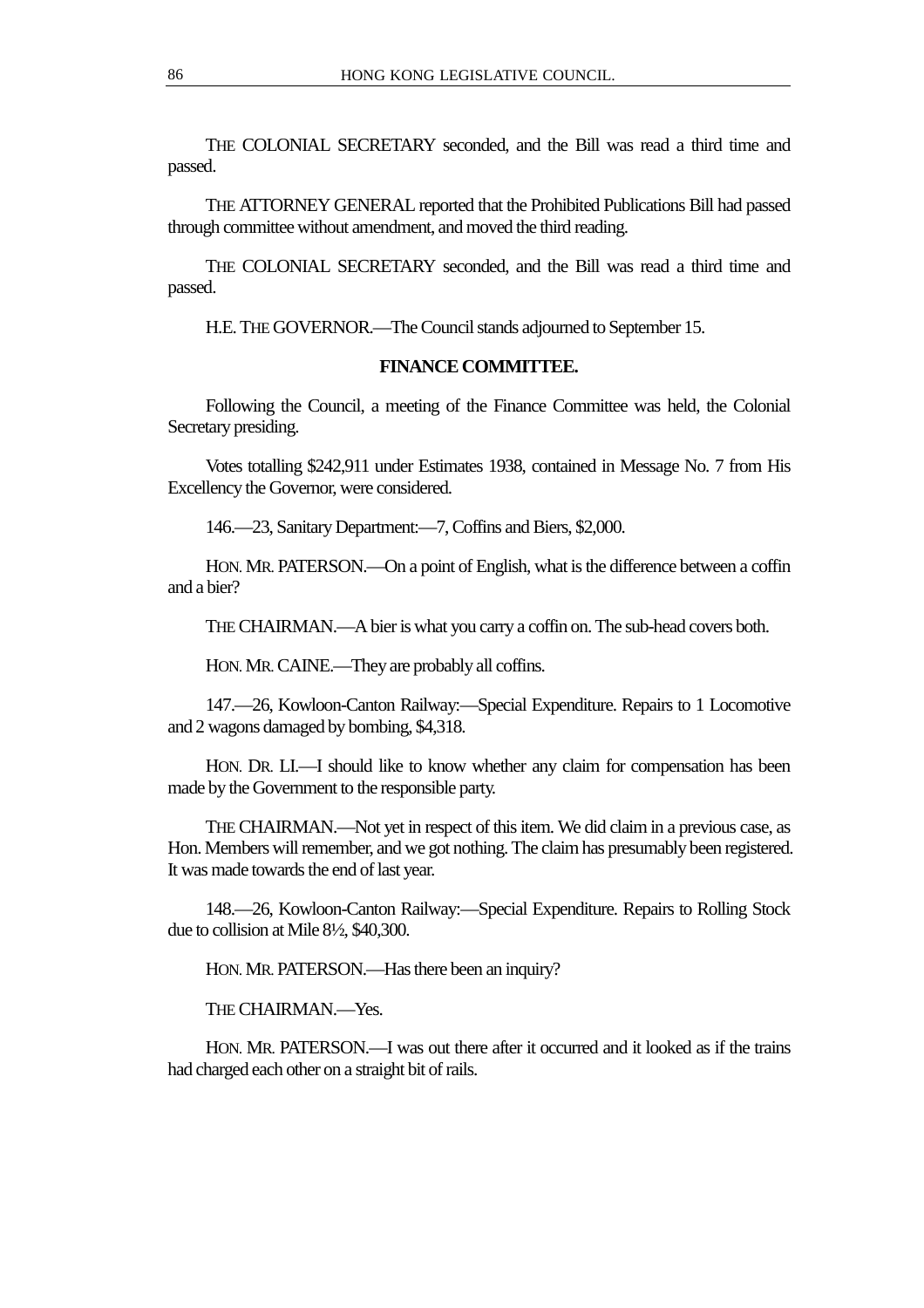THE COLONIAL SECRETARY seconded, and the Bill was read a third time and passed.

THE ATTORNEY GENERAL reported that the Prohibited Publications Bill had passed through committee without amendment, and moved the third reading.

THE COLONIAL SECRETARY seconded, and the Bill was read a third time and passed.

H.E. THE GOVERNOR.—The Council stands adjourned to September 15.

## FINANCE COMMITTEE.

Following the Council, a meeting of the Finance Committee was held, the Colonial Secretary presiding.

Votes totalling $242,911 under Estimates 1938, contained in Message No. 7 from His Excellency the Governor, were considered.

146.—23, Sanitary Department:—7, Coffins and Biers, $2,000.

HON. MR. PATERSON.—On a point of English, what is the difference between a coffin and a bier?

THE CHAIRMAN.—A bier is what you carry a coffin on. The sub-head covers both.

HON. MR. CAINE.—They are probably all coffins.

147.—26, Kowloon-Canton Railway:—Special Expenditure. Repairs to 1 Locomotive and 2 wagons damaged by bombing, $4,318.

HON. DR. LI.—I should like to know whether any claim for compensation has been made by the Government to the responsible party.

THE CHAIRMAN.—Not yet in respect of this item. We did claim in a previous case, as Hon. Members will remember, and we got nothing. The claim has presumably been registered. It was made towards the end of last year.

148.—26, Kowloon-Canton Railway:—Special Expenditure. Repairs to Rolling Stock due to collision at Mile 8½, $40,300.

HON. MR. PATERSON.—Has there been an inquiry?

THE CHAIRMAN.—Yes.

HON. MR. PATERSON.—I was out there after it occurred and it looked as if the trains had charged each other on a straight bit of rails.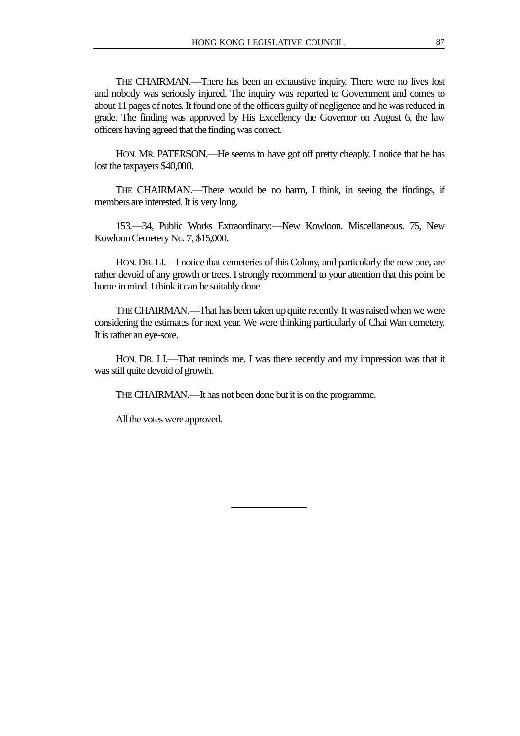THE CHAIRMAN.—There has been an exhaustive inquiry. There were no lives lost and nobody was seriously injured. The inquiry was reported to Government and comes to about 11 pages of notes. It found one of the officers guilty of negligence and he was reduced in grade. The finding was approved by His Excellency the Governor on August 6, the law officers having agreed that the finding was correct.

HON. MR. PATERSON.—He seems to have got off pretty cheaply. I notice that he has lost the taxpayers $40,000.

THE CHAIRMAN.—There would be no harm, I think, in seeing the findings, if members are interested. It is very long.

153.—34, Public Works Extraordinary:—New Kowloon. Miscellaneous. 75, New Kowloon Cemetery No. 7, $15,000.

HON. DR. LI.—I notice that cemeteries of this Colony, and particularly the new one, are rather devoid of any growth or trees. I strongly recommend to your attention that this point be borne in mind. I think it can be suitably done.

THE CHAIRMAN.—That has been taken up quite recently. It was raised when we were considering the estimates for next year. We were thinking particularly of Chai Wan cemetery. It is rather an eye-sore.

HON. DR. LI.—That reminds me. I was there recently and my impression was that it was still quite devoid of growth.

THE CHAIRMAN.—It has not been done but it is on the programme.

All the votes were approved.

---